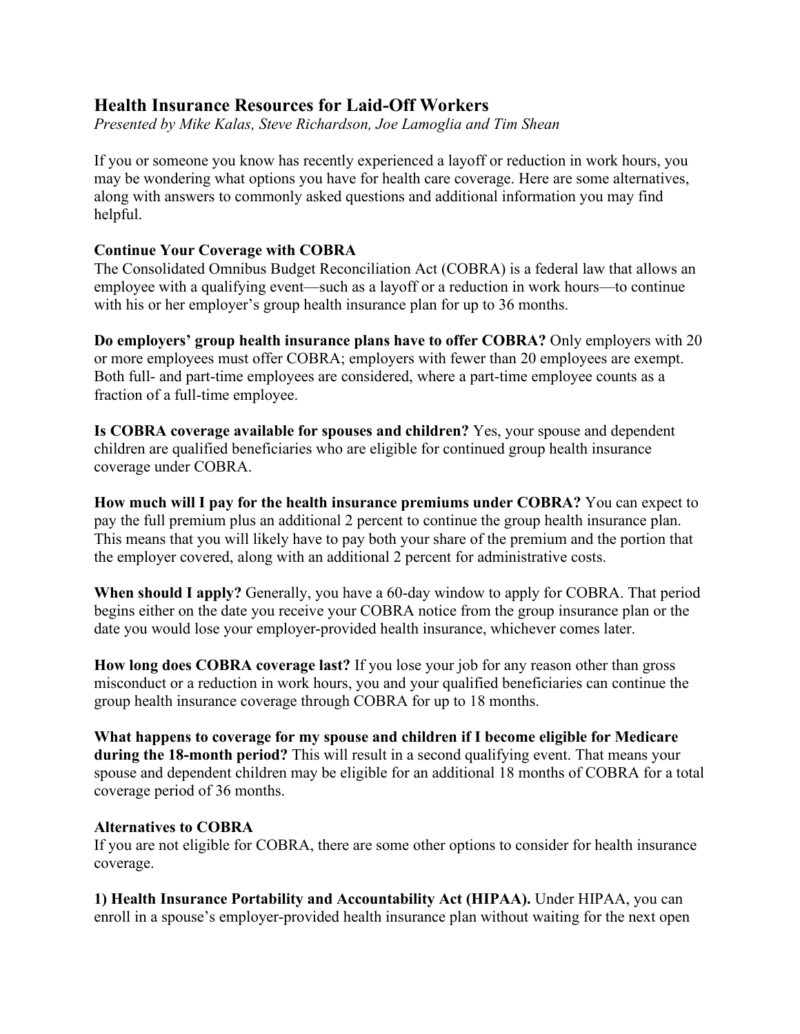# Health Insurance Resources for Laid-Off Workers

*Presented by Mike Kalas, Steve Richardson, Joe Lamoglia and Tim Shean*

If you or someone you know has recently experienced a layoff or reduction in work hours, you may be wondering what options you have for health care coverage. Here are some alternatives, along with answers to commonly asked questions and additional information you may find helpful.

**Continue Your Coverage with COBRA**

The Consolidated Omnibus Budget Reconciliation Act (COBRA) is a federal law that allows an employee with a qualifying event—such as a layoff or a reduction in work hours—to continue with his or her employer's group health insurance plan for up to 36 months.

**Do employers' group health insurance plans have to offer COBRA?** Only employers with 20 or more employees must offer COBRA; employers with fewer than 20 employees are exempt. Both full- and part-time employees are considered, where a part-time employee counts as a fraction of a full-time employee.

**Is COBRA coverage available for spouses and children?** Yes, your spouse and dependent children are qualified beneficiaries who are eligible for continued group health insurance coverage under COBRA.

**How much will I pay for the health insurance premiums under COBRA?** You can expect to pay the full premium plus an additional 2 percent to continue the group health insurance plan. This means that you will likely have to pay both your share of the premium and the portion that the employer covered, along with an additional 2 percent for administrative costs.

**When should I apply?** Generally, you have a 60-day window to apply for COBRA. That period begins either on the date you receive your COBRA notice from the group insurance plan or the date you would lose your employer-provided health insurance, whichever comes later.

**How long does COBRA coverage last?** If you lose your job for any reason other than gross misconduct or a reduction in work hours, you and your qualified beneficiaries can continue the group health insurance coverage through COBRA for up to 18 months.

**What happens to coverage for my spouse and children if I become eligible for Medicare during the 18-month period?** This will result in a second qualifying event. That means your spouse and dependent children may be eligible for an additional 18 months of COBRA for a total coverage period of 36 months.

**Alternatives to COBRA**

If you are not eligible for COBRA, there are some other options to consider for health insurance coverage.

**1) Health Insurance Portability and Accountability Act (HIPAA).** Under HIPAA, you can enroll in a spouse's employer-provided health insurance plan without waiting for the next open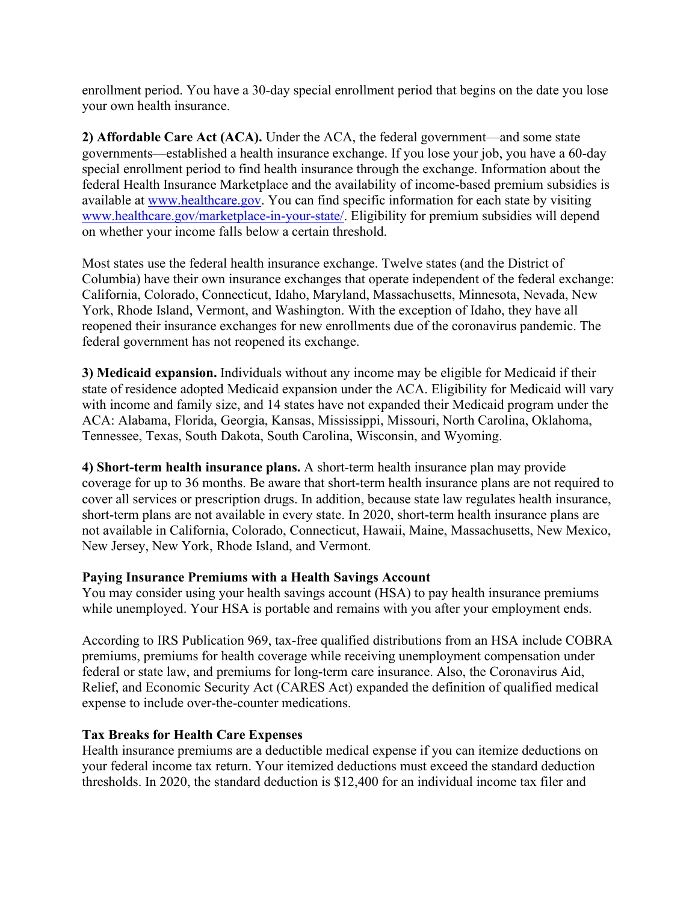enrollment period. You have a 30-day special enrollment period that begins on the date you lose your own health insurance.

**2) Affordable Care Act (ACA).** Under the ACA, the federal government—and some state governments—established a health insurance exchange. If you lose your job, you have a 60-day special enrollment period to find health insurance through the exchange. Information about the federal Health Insurance Marketplace and the availability of income-based premium subsidies is available at [www.healthcare.gov](www.healthcare.gov). You can find specific information for each state by visiting [www.healthcare.gov/marketplace-in-your-state/](www.healthcare.gov/marketplace-in-your-state/). Eligibility for premium subsidies will depend on whether your income falls below a certain threshold.

Most states use the federal health insurance exchange. Twelve states (and the District of Columbia) have their own insurance exchanges that operate independent of the federal exchange: California, Colorado, Connecticut, Idaho, Maryland, Massachusetts, Minnesota, Nevada, New York, Rhode Island, Vermont, and Washington. With the exception of Idaho, they have all reopened their insurance exchanges for new enrollments due of the coronavirus pandemic. The federal government has not reopened its exchange.

**3) Medicaid expansion.** Individuals without any income may be eligible for Medicaid if their state of residence adopted Medicaid expansion under the ACA. Eligibility for Medicaid will vary with income and family size, and 14 states have not expanded their Medicaid program under the ACA: Alabama, Florida, Georgia, Kansas, Mississippi, Missouri, North Carolina, Oklahoma, Tennessee, Texas, South Dakota, South Carolina, Wisconsin, and Wyoming.

**4) Short-term health insurance plans.** A short-term health insurance plan may provide coverage for up to 36 months. Be aware that short-term health insurance plans are not required to cover all services or prescription drugs. In addition, because state law regulates health insurance, short-term plans are not available in every state. In 2020, short-term health insurance plans are not available in California, Colorado, Connecticut, Hawaii, Maine, Massachusetts, New Mexico, New Jersey, New York, Rhode Island, and Vermont.

**Paying Insurance Premiums with a Health Savings Account**

You may consider using your health savings account (HSA) to pay health insurance premiums while unemployed. Your HSA is portable and remains with you after your employment ends.

According to IRS Publication 969, tax-free qualified distributions from an HSA include COBRA premiums, premiums for health coverage while receiving unemployment compensation under federal or state law, and premiums for long-term care insurance. Also, the Coronavirus Aid, Relief, and Economic Security Act (CARES Act) expanded the definition of qualified medical expense to include over-the-counter medications.

**Tax Breaks for Health Care Expenses**

Health insurance premiums are a deductible medical expense if you can itemize deductions on your federal income tax return. Your itemized deductions must exceed the standard deduction thresholds. In 2020, the standard deduction is $12,400 for an individual income tax filer and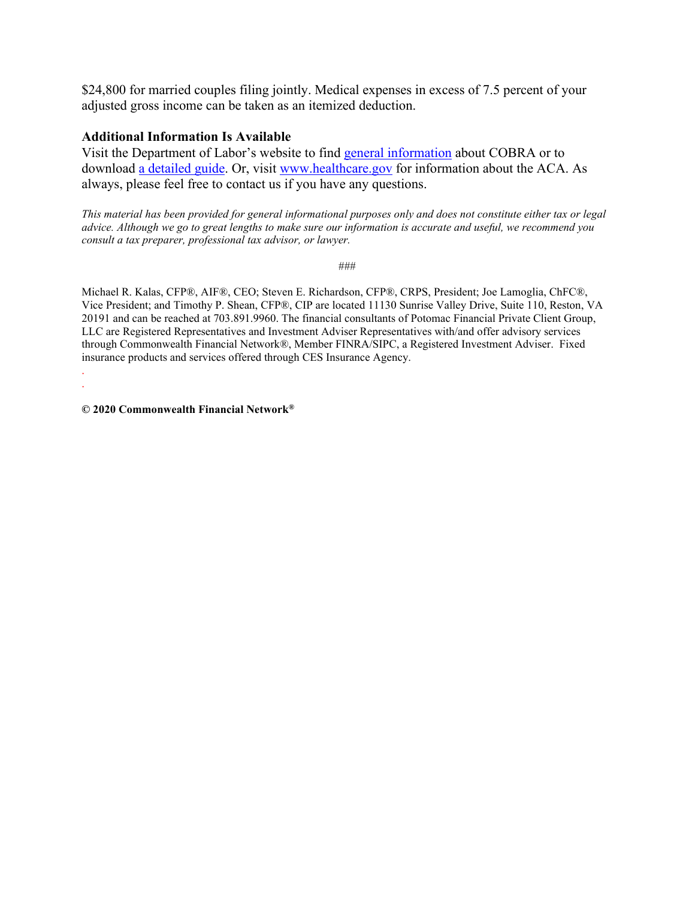$24,800 for married couples filing jointly. Medical expenses in excess of 7.5 percent of your adjusted gross income can be taken as an itemized deduction.

**Additional Information Is Available**

Visit the Department of Labor's website to find general information about COBRA or to download a detailed guide. Or, visit www.healthcare.gov for information about the ACA. As always, please feel free to contact us if you have any questions.

*This material has been provided for general informational purposes only and does not constitute either tax or legal advice. Although we go to great lengths to make sure our information is accurate and useful, we recommend you consult a tax preparer, professional tax advisor, or lawyer.*

###

Michael R. Kalas, CFP®, AIF®, CEO; Steven E. Richardson, CFP®, CRPS, President; Joe Lamoglia, ChFC®, Vice President; and Timothy P. Shean, CFP®, CIP are located 11130 Sunrise Valley Drive, Suite 110, Reston, VA 20191 and can be reached at 703.891.9960. The financial consultants of Potomac Financial Private Client Group, LLC are Registered Representatives and Investment Adviser Representatives with/and offer advisory services through Commonwealth Financial Network®, Member FINRA/SIPC, a Registered Investment Adviser. Fixed insurance products and services offered through CES Insurance Agency.

**© 2020 Commonwealth Financial Network®**